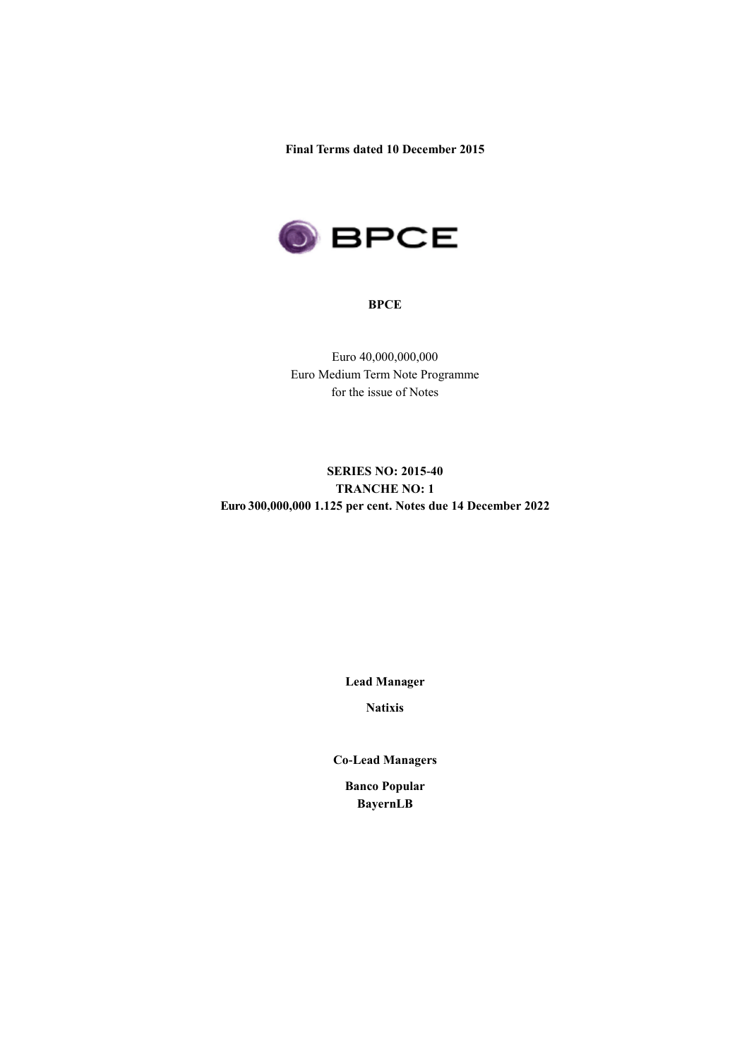**Final Terms dated 10 December 2015**

BPCE

**BPCE**

Euro 40,000,000,000
Euro Medium Term Note Programme
for the issue of Notes

**SERIES NO: 2015-40**
**TRANCHE NO: 1**
**Euro 300,000,000 1.125 per cent. Notes due 14 December 2022**

**Lead Manager**

**Natixis**

**Co-Lead Managers**

**Banco Popular**
**BayernLB**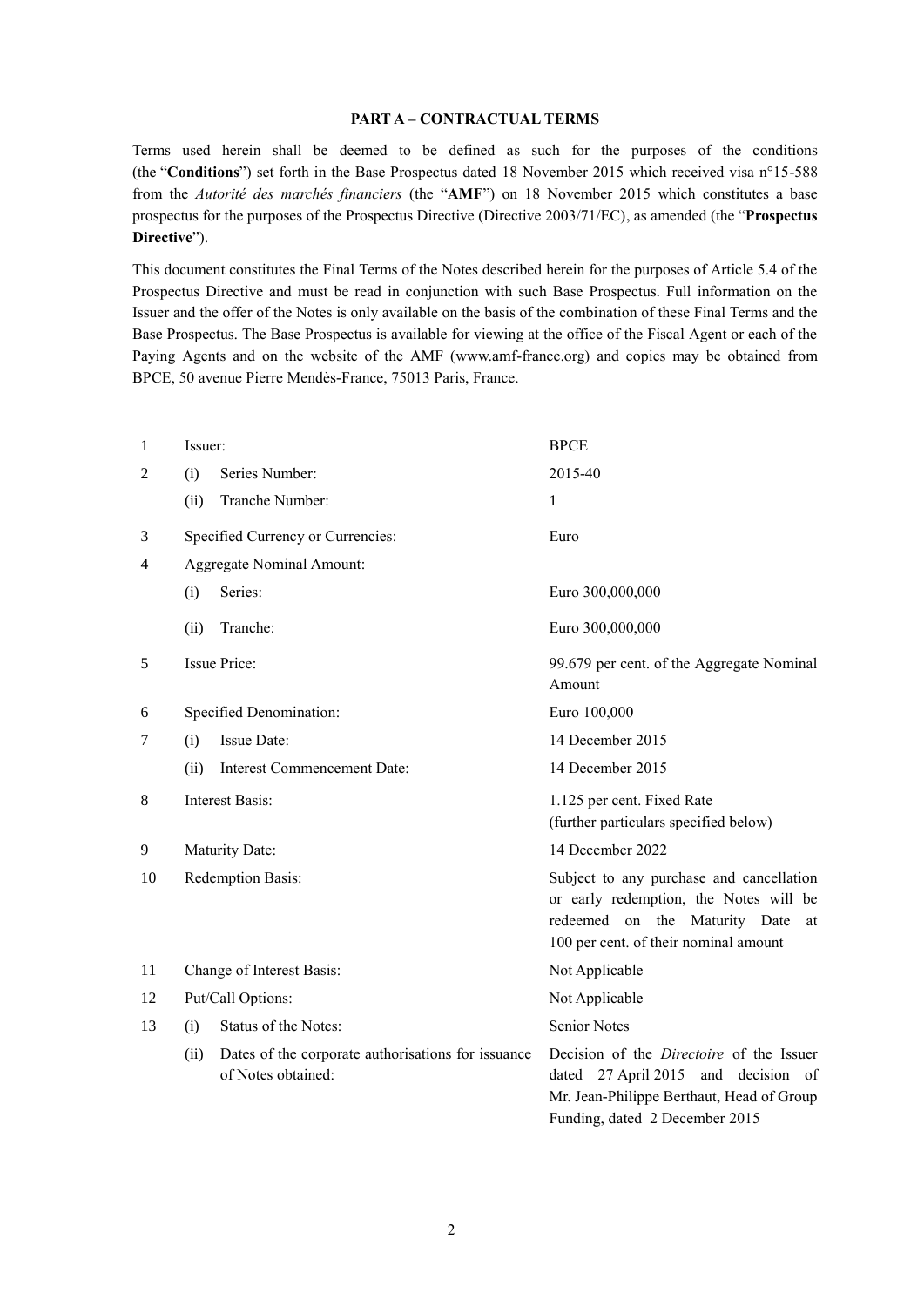**PART A – CONTRACTUAL TERMS**

Terms used herein shall be deemed to be defined as such for the purposes of the conditions (the "**Conditions**") set forth in the Base Prospectus dated 18 November 2015 which received visa n°15-588 from the *Autorité des marchés financiers* (the "**AMF**") on 18 November 2015 which constitutes a base prospectus for the purposes of the Prospectus Directive (Directive 2003/71/EC), as amended (the "**Prospectus Directive**").

This document constitutes the Final Terms of the Notes described herein for the purposes of Article 5.4 of the Prospectus Directive and must be read in conjunction with such Base Prospectus. Full information on the Issuer and the offer of the Notes is only available on the basis of the combination of these Final Terms and the Base Prospectus. The Base Prospectus is available for viewing at the office of the Fiscal Agent or each of the Paying Agents and on the website of the AMF (www.amf-france.org) and copies may be obtained from BPCE, 50 avenue Pierre Mendès-France, 75013 Paris, France.

| | | |
|---|---|---|
| 1 | Issuer: | BPCE |
| 2 | (i) Series Number: | 2015-40 |
| | (ii) Tranche Number: | 1 |
| 3 | Specified Currency or Currencies: | Euro |
| 4 | Aggregate Nominal Amount: | |
| | (i) Series: | Euro 300,000,000 |
| | (ii) Tranche: | Euro 300,000,000 |
| 5 | Issue Price: | 99.679 per cent. of the Aggregate Nominal Amount |
| 6 | Specified Denomination: | Euro 100,000 |
| 7 | (i) Issue Date: | 14 December 2015 |
| | (ii) Interest Commencement Date: | 14 December 2015 |
| 8 | Interest Basis: | 1.125 per cent. Fixed Rate (further particulars specified below) |
| 9 | Maturity Date: | 14 December 2022 |
| 10 | Redemption Basis: | Subject to any purchase and cancellation or early redemption, the Notes will be redeemed on the Maturity Date at 100 per cent. of their nominal amount |
| 11 | Change of Interest Basis: | Not Applicable |
| 12 | Put/Call Options: | Not Applicable |
| 13 | (i) Status of the Notes: | Senior Notes |
| | (ii) Dates of the corporate authorisations for issuance of Notes obtained: | Decision of the *Directoire* of the Issuer dated 27 April 2015 and decision of Mr. Jean-Philippe Berthaut, Head of Group Funding, dated 2 December 2015 |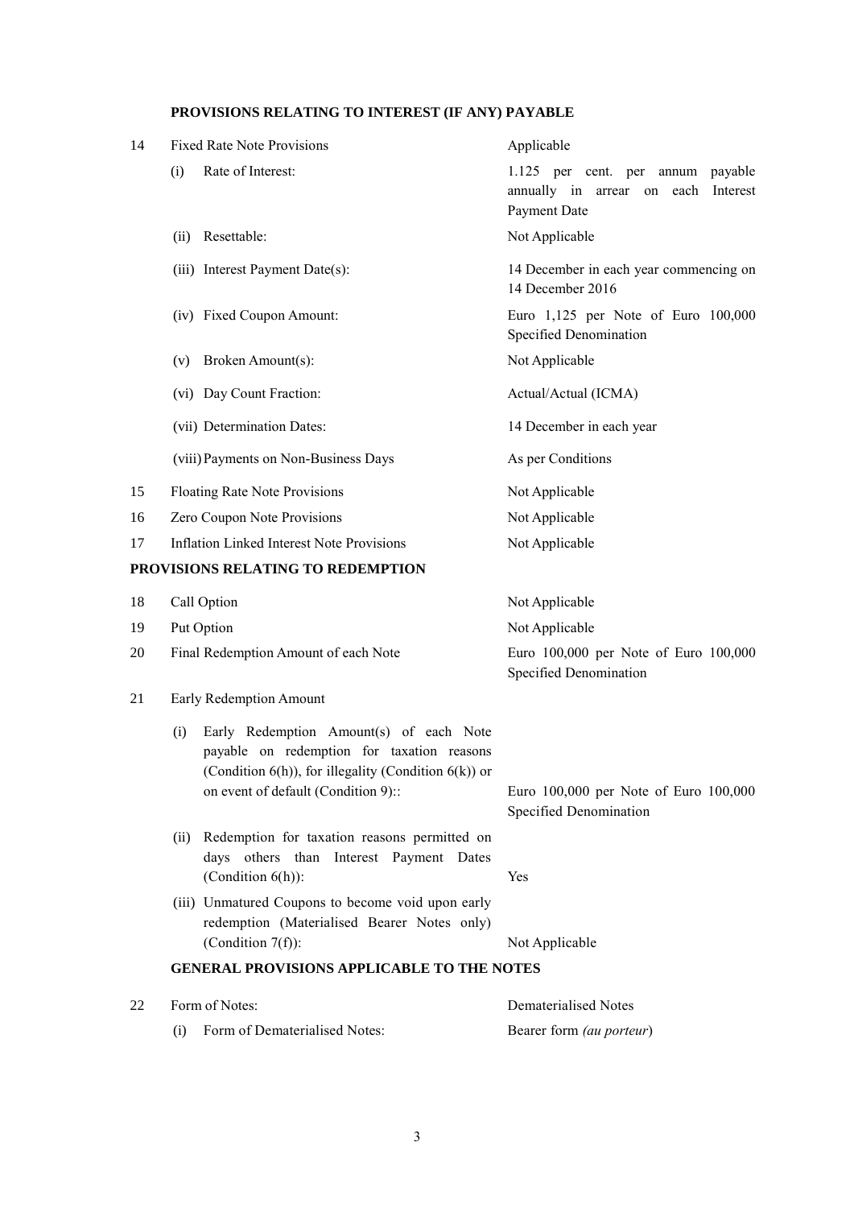## PROVISIONS RELATING TO INTEREST (IF ANY) PAYABLE

| | | |
|---|---|---|
| 14 | Fixed Rate Note Provisions | Applicable |
| | (i) Rate of Interest: | 1.125 per cent. per annum payable annually in arrear on each Interest Payment Date |
| | (ii) Resettable: | Not Applicable |
| | (iii) Interest Payment Date(s): | 14 December in each year commencing on 14 December 2016 |
| | (iv) Fixed Coupon Amount: | Euro 1,125 per Note of Euro 100,000 Specified Denomination |
| | (v) Broken Amount(s): | Not Applicable |
| | (vi) Day Count Fraction: | Actual/Actual (ICMA) |
| | (vii) Determination Dates: | 14 December in each year |
| | (viii) Payments on Non-Business Days | As per Conditions |
| 15 | Floating Rate Note Provisions | Not Applicable |
| 16 | Zero Coupon Note Provisions | Not Applicable |
| 17 | Inflation Linked Interest Note Provisions | Not Applicable |

## PROVISIONS RELATING TO REDEMPTION

| | | |
|---|---|---|
| 18 | Call Option | Not Applicable |
| 19 | Put Option | Not Applicable |
| 20 | Final Redemption Amount of each Note | Euro 100,000 per Note of Euro 100,000 Specified Denomination |
| 21 | Early Redemption Amount | |
| | (i) Early Redemption Amount(s) of each Note payable on redemption for taxation reasons (Condition 6(h)), for illegality (Condition 6(k)) or on event of default (Condition 9):: | Euro 100,000 per Note of Euro 100,000 Specified Denomination |
| | (ii) Redemption for taxation reasons permitted on days others than Interest Payment Dates (Condition 6(h)): | Yes |
| | (iii) Unmatured Coupons to become void upon early redemption (Materialised Bearer Notes only) (Condition 7(f)): | Not Applicable |

## GENERAL PROVISIONS APPLICABLE TO THE NOTES

| | | |
|---|---|---|
| 22 | Form of Notes: | Dematerialised Notes |
| | (i) Form of Dematerialised Notes: | Bearer form *(au porteur)* |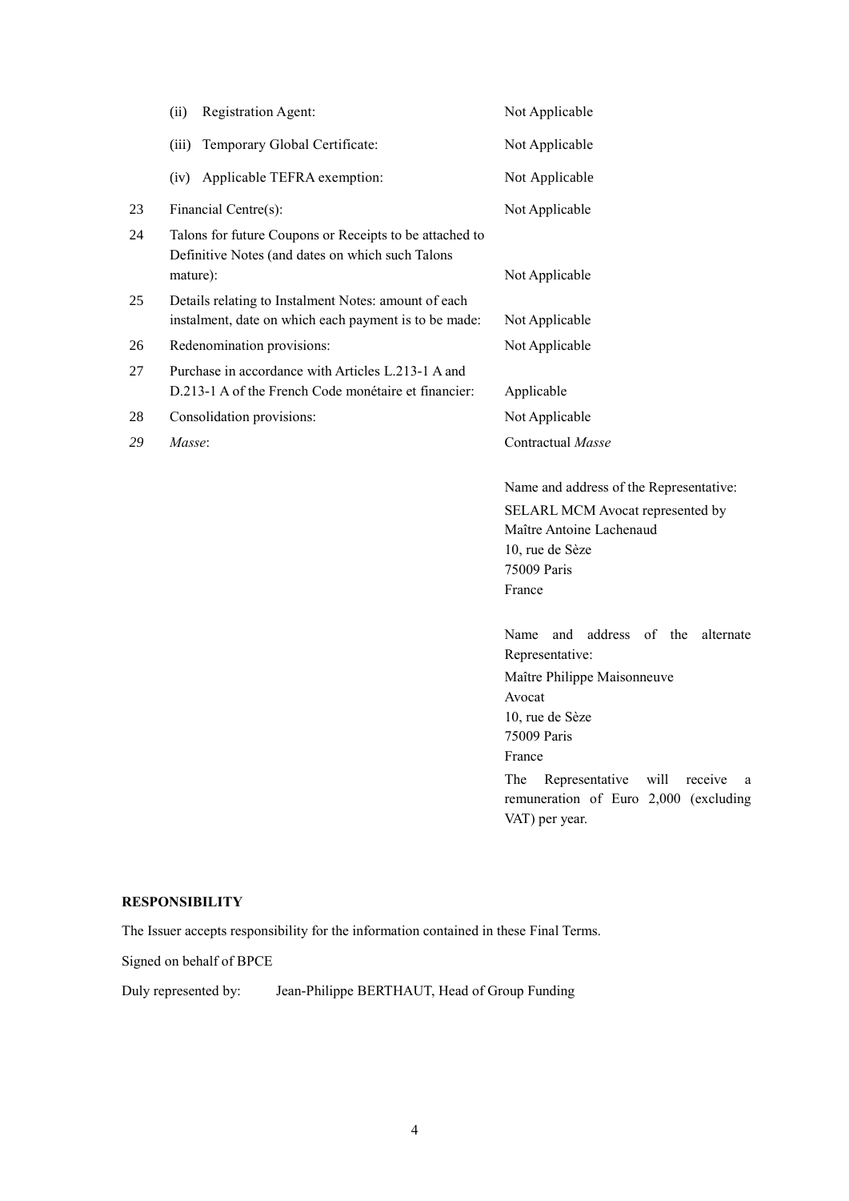| | | |
|---|---|---|
| | (ii) Registration Agent: | Not Applicable |
| | (iii) Temporary Global Certificate: | Not Applicable |
| | (iv) Applicable TEFRA exemption: | Not Applicable |
| 23 | Financial Centre(s): | Not Applicable |
| 24 | Talons for future Coupons or Receipts to be attached to Definitive Notes (and dates on which such Talons mature): | Not Applicable |
| 25 | Details relating to Instalment Notes: amount of each instalment, date on which each payment is to be made: | Not Applicable |
| 26 | Redenomination provisions: | Not Applicable |
| 27 | Purchase in accordance with Articles L.213-1 A and D.213-1 A of the French Code monétaire et financier: | Applicable |
| 28 | Consolidation provisions: | Not Applicable |
| *29* | *Masse*: | Contractual *Masse*<br><br>Name and address of the Representative:<br>SELARL MCM Avocat represented by Maître Antoine Lachenaud<br>10, rue de Sèze<br>75009 Paris<br>France<br><br>Name and address of the alternate Representative:<br>Maître Philippe Maisonneuve<br>Avocat<br>10, rue de Sèze<br>75009 Paris<br>France<br><br>The Representative will receive a remuneration of Euro 2,000 (excluding VAT) per year. |

**RESPONSIBILITY**

The Issuer accepts responsibility for the information contained in these Final Terms.

Signed on behalf of BPCE

Duly represented by: Jean-Philippe BERTHAUT, Head of Group Funding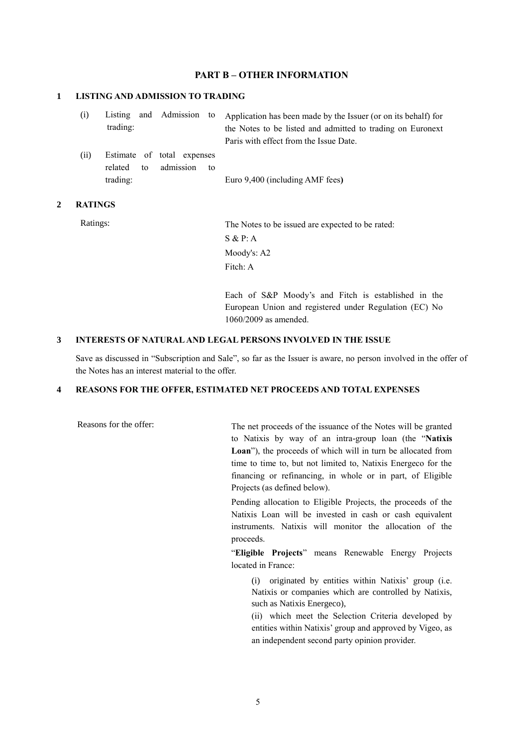## PART B – OTHER INFORMATION

### 1 LISTING AND ADMISSION TO TRADING

| | |
|---|---|
| (i) Listing and Admission to trading: | Application has been made by the Issuer (or on its behalf) for the Notes to be listed and admitted to trading on Euronext Paris with effect from the Issue Date. |
| (ii) Estimate of total expenses related to admission to trading: | Euro 9,400 (including AMF fees**)** |

### 2 RATINGS

| | |
|---|---|
| Ratings: | The Notes to be issued are expected to be rated:<br>S & P: A<br>Moody's: A2<br>Fitch: A<br><br>Each of S&P Moody's and Fitch is established in the European Union and registered under Regulation (EC) No 1060/2009 as amended. |

### 3 INTERESTS OF NATURAL AND LEGAL PERSONS INVOLVED IN THE ISSUE

Save as discussed in "Subscription and Sale", so far as the Issuer is aware, no person involved in the offer of the Notes has an interest material to the offer.

### 4 REASONS FOR THE OFFER, ESTIMATED NET PROCEEDS AND TOTAL EXPENSES

| | |
|---|---|
| Reasons for the offer: | The net proceeds of the issuance of the Notes will be granted to Natixis by way of an intra-group loan (the "**Natixis Loan**"), the proceeds of which will in turn be allocated from time to time to, but not limited to, Natixis Energeco for the financing or refinancing, in whole or in part, of Eligible Projects (as defined below).<br><br>Pending allocation to Eligible Projects, the proceeds of the Natixis Loan will be invested in cash or cash equivalent instruments. Natixis will monitor the allocation of the proceeds.<br><br>"**Eligible Projects**" means Renewable Energy Projects located in France:<br><br>(i) originated by entities within Natixis' group (i.e. Natixis or companies which are controlled by Natixis, such as Natixis Energeco),<br><br>(ii) which meet the Selection Criteria developed by entities within Natixis' group and approved by Vigeo, as an independent second party opinion provider. |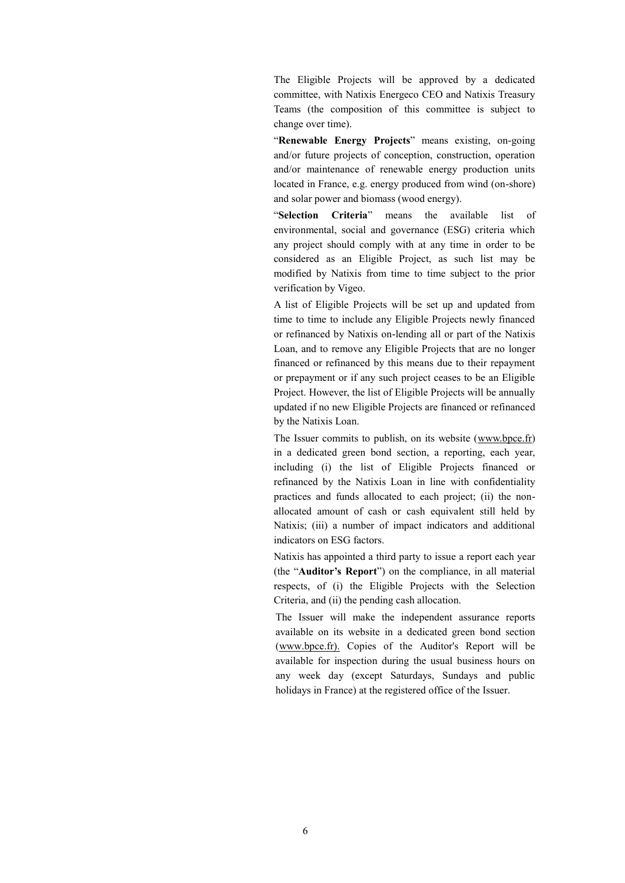The Eligible Projects will be approved by a dedicated committee, with Natixis Energeco CEO and Natixis Treasury Teams (the composition of this committee is subject to change over time).

"**Renewable Energy Projects**" means existing, on-going and/or future projects of conception, construction, operation and/or maintenance of renewable energy production units located in France, e.g. energy produced from wind (on-shore) and solar power and biomass (wood energy).

"**Selection Criteria**" means the available list of environmental, social and governance (ESG) criteria which any project should comply with at any time in order to be considered as an Eligible Project, as such list may be modified by Natixis from time to time subject to the prior verification by Vigeo.

A list of Eligible Projects will be set up and updated from time to time to include any Eligible Projects newly financed or refinanced by Natixis on-lending all or part of the Natixis Loan, and to remove any Eligible Projects that are no longer financed or refinanced by this means due to their repayment or prepayment or if any such project ceases to be an Eligible Project. However, the list of Eligible Projects will be annually updated if no new Eligible Projects are financed or refinanced by the Natixis Loan.

The Issuer commits to publish, on its website (www.bpce.fr) in a dedicated green bond section, a reporting, each year, including (i) the list of Eligible Projects financed or refinanced by the Natixis Loan in line with confidentiality practices and funds allocated to each project; (ii) the non-allocated amount of cash or cash equivalent still held by Natixis; (iii) a number of impact indicators and additional indicators on ESG factors.

Natixis has appointed a third party to issue a report each year (the "**Auditor's Report**") on the compliance, in all material respects, of (i) the Eligible Projects with the Selection Criteria, and (ii) the pending cash allocation.

The Issuer will make the independent assurance reports available on its website in a dedicated green bond section (www.bpce.fr). Copies of the Auditor's Report will be available for inspection during the usual business hours on any week day (except Saturdays, Sundays and public holidays in France) at the registered office of the Issuer.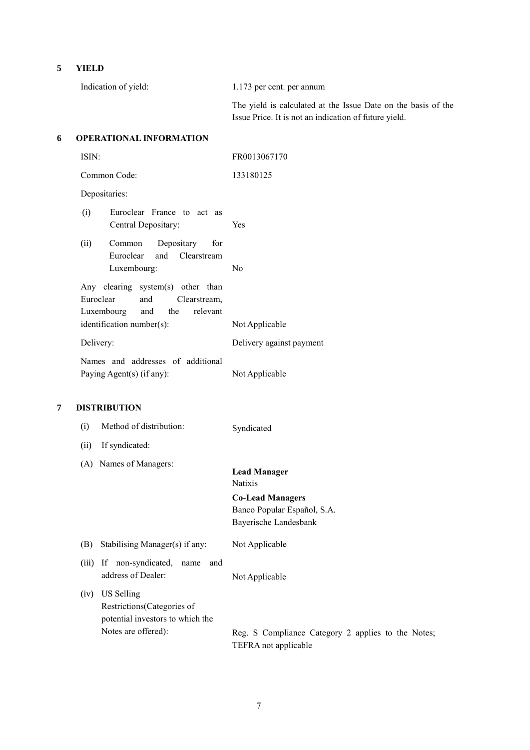## 5 YIELD

| | |
|---|---|
| Indication of yield: | 1.173 per cent. per annum |
| | The yield is calculated at the Issue Date on the basis of the Issue Price. It is not an indication of future yield. |

## 6 OPERATIONAL INFORMATION

| | |
|---|---|
| ISIN: | FR0013067170 |
| Common Code: | 133180125 |
| Depositaries: | |
| (i) Euroclear France to act as Central Depositary: | Yes |
| (ii) Common Depositary for Euroclear and Clearstream Luxembourg: | No |
| Any clearing system(s) other than Euroclear and Clearstream, Luxembourg and the relevant identification number(s): | Not Applicable |
| Delivery: | Delivery against payment |
| Names and addresses of additional Paying Agent(s) (if any): | Not Applicable |

## 7 DISTRIBUTION

| | |
|---|---|
| (i) Method of distribution: | Syndicated |
| (ii) If syndicated: | |
| (A) Names of Managers: | **Lead Manager**<br>Natixis<br>**Co-Lead Managers**<br>Banco Popular Español, S.A.<br>Bayerische Landesbank |
| (B) Stabilising Manager(s) if any: | Not Applicable |
| (iii) If non-syndicated, name and address of Dealer: | Not Applicable |
| (iv) US Selling Restrictions(Categories of potential investors to which the Notes are offered): | Reg. S Compliance Category 2 applies to the Notes; TEFRA not applicable |